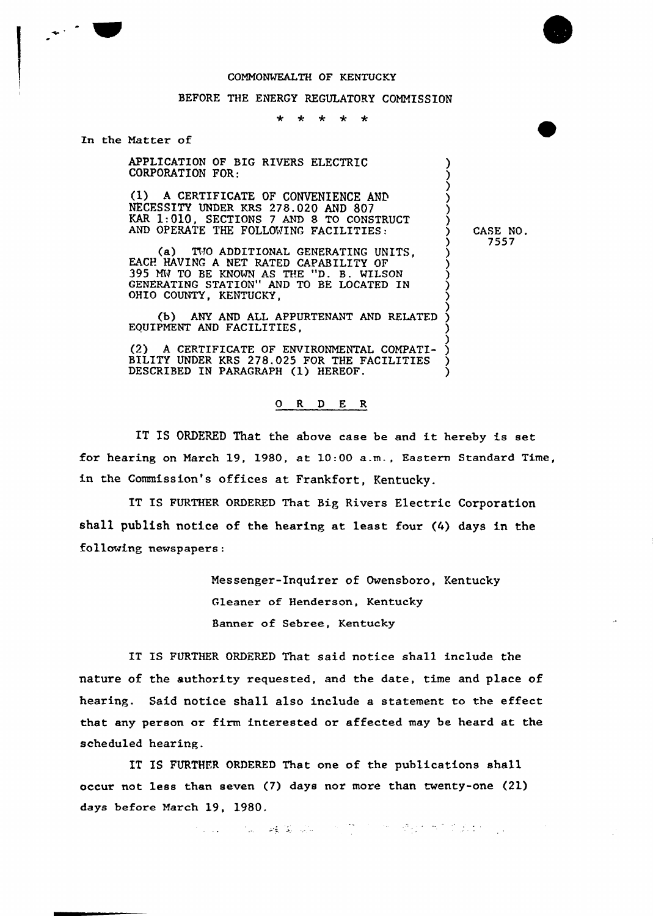COMMONWEALTH OF KENTUCKY

BEFORE THE ENERGY REGULATORY COMMISSION

\* \* \* \* \*

In the Matter of

APPLICATION OF BIG RIVERS ELECTRIC CORPORATION FOR:

(1) A CERTIFICATE OF CONVENIENCE AND NECESSITY UNDER KRS 278.020 AND 807 KAR 1:010, SECTIONS 7 AND 8 TO CONSTRUCT AND OPERATE THE FOLLOWING FACILITIES:

(a) TWO ADDITIONAL GENERATING UNITS, EACH HAVING A NET RATED CAPABILITY OF 395 MW TO BE KNOWN AS THE "D. B. WILSON GENERATING STATION" AND TO BE LOCATED IN OHIO COUNTY, KENTUCKY,

(b) ANY AND ALL APPURTENANT AND RELATED EQUIPMENT AND FACILITIES,

(2) A CERTIFICATE OF ENVIRONMENTAL COMPATIBILITY UNDER KRS 278.025 FOR THE FACILITIES DESCRIBED IN PARAGRAPH (1) HEREOF.

CASE NO. 7557

## O R D E R

IT IS ORDERED That the above case be and it hereby is set for hearing on March 19, 1980, at 10:00 a.m., Eastern Standard Time, in the Commission's offices at Frankfort, Kentucky.

IT IS FURTHER ORDERED That Big Rivers Electric Corporation shall publish notice of the hearing at least four (4) days in the following newspapers:

Messenger-Inquirer of Owensboro, Kentucky
Gleaner of Henderson, Kentucky
Banner of Sebree, Kentucky

IT IS FURTHER ORDERED That said notice shall include the nature of the authority requested, and the date, time and place of hearing. Said notice shall also include a statement to the effect that any person or firm interested or affected may be heard at the scheduled hearing.

IT IS FURTHER ORDERED That one of the publications shall occur not less than seven (7) days nor more than twenty-one (21) days before March 19, 1980.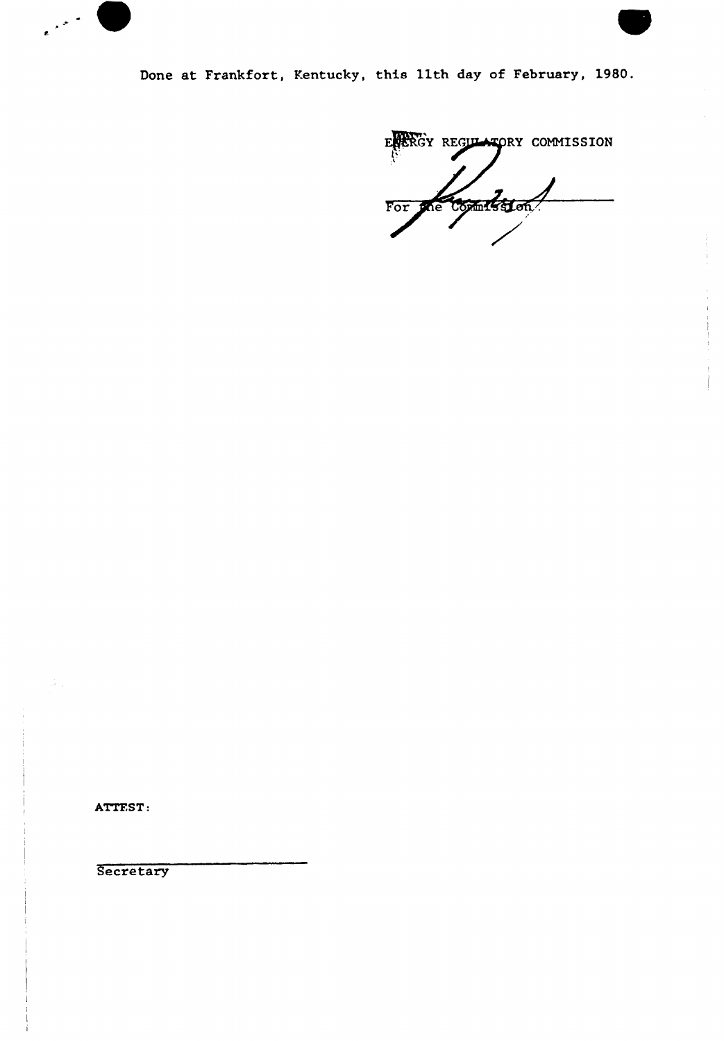Done at Frankfort, Kentucky, this 11th day of February, 1980.

ENERGY REGULATORY COMMISSION

For the Commission

ATTEST:

Secretary